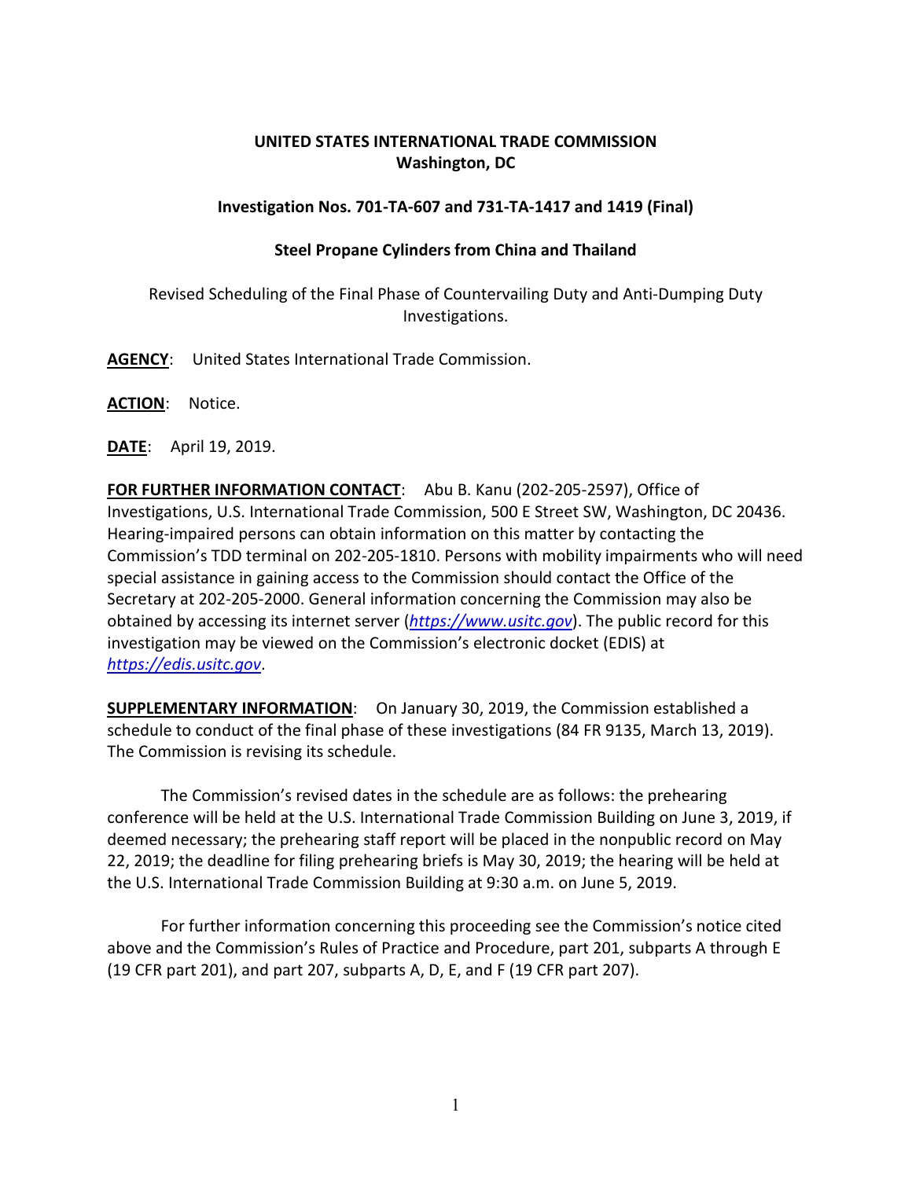**UNITED STATES INTERNATIONAL TRADE COMMISSION**
**Washington, DC**

**Investigation Nos. 701-TA-607 and 731-TA-1417 and 1419 (Final)**

**Steel Propane Cylinders from China and Thailand**

Revised Scheduling of the Final Phase of Countervailing Duty and Anti-Dumping Duty Investigations.

**AGENCY**: United States International Trade Commission.

**ACTION**: Notice.

**DATE**: April 19, 2019.

**FOR FURTHER INFORMATION CONTACT**: Abu B. Kanu (202-205-2597), Office of Investigations, U.S. International Trade Commission, 500 E Street SW, Washington, DC 20436. Hearing-impaired persons can obtain information on this matter by contacting the Commission's TDD terminal on 202-205-1810. Persons with mobility impairments who will need special assistance in gaining access to the Commission should contact the Office of the Secretary at 202-205-2000. General information concerning the Commission may also be obtained by accessing its internet server (*https://www.usitc.gov*). The public record for this investigation may be viewed on the Commission's electronic docket (EDIS) at *https://edis.usitc.gov*.

**SUPPLEMENTARY INFORMATION**: On January 30, 2019, the Commission established a schedule to conduct of the final phase of these investigations (84 FR 9135, March 13, 2019). The Commission is revising its schedule.

The Commission's revised dates in the schedule are as follows: the prehearing conference will be held at the U.S. International Trade Commission Building on June 3, 2019, if deemed necessary; the prehearing staff report will be placed in the nonpublic record on May 22, 2019; the deadline for filing prehearing briefs is May 30, 2019; the hearing will be held at the U.S. International Trade Commission Building at 9:30 a.m. on June 5, 2019.

For further information concerning this proceeding see the Commission's notice cited above and the Commission's Rules of Practice and Procedure, part 201, subparts A through E (19 CFR part 201), and part 207, subparts A, D, E, and F (19 CFR part 207).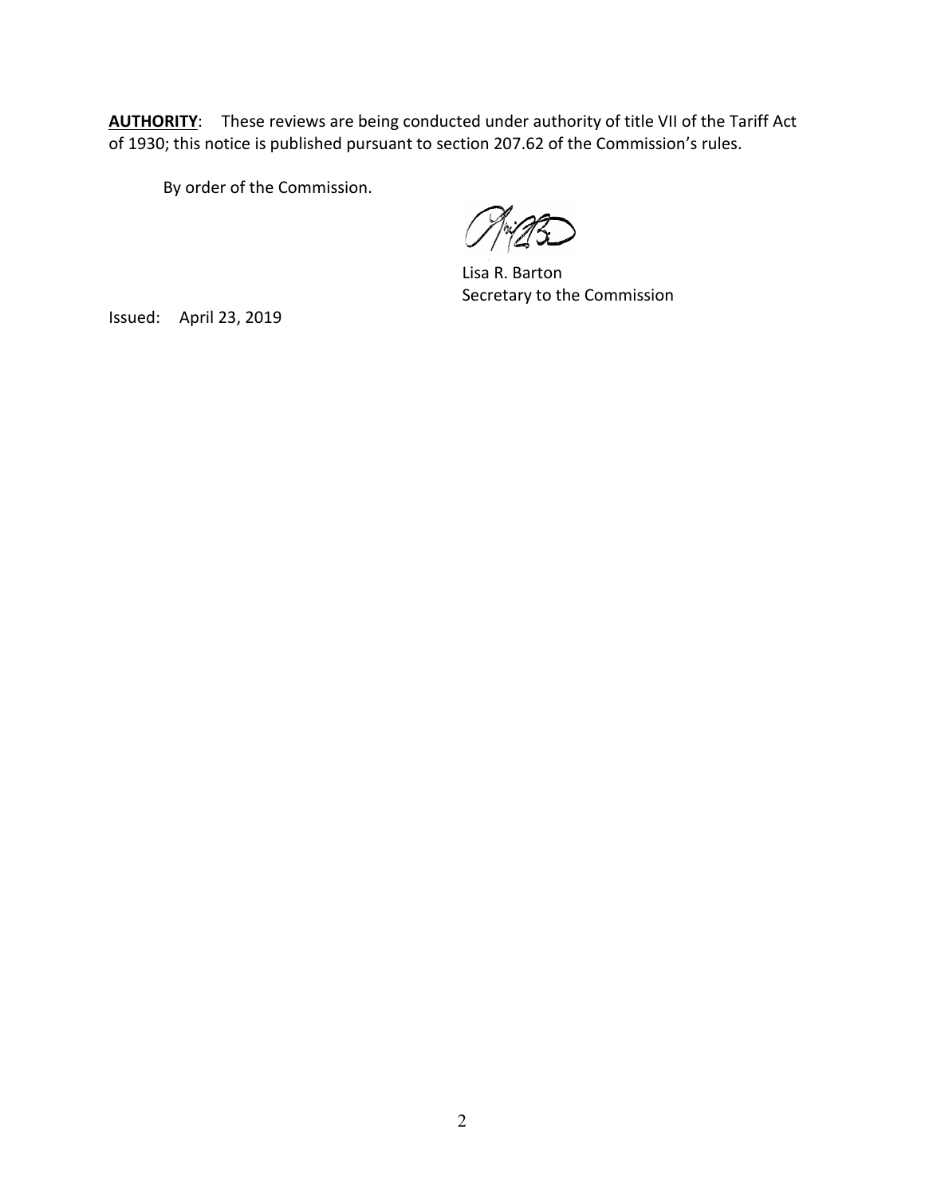**AUTHORITY**: These reviews are being conducted under authority of title VII of the Tariff Act of 1930; this notice is published pursuant to section 207.62 of the Commission's rules.

By order of the Commission.

Lisa R. Barton
Secretary to the Commission

Issued: April 23, 2019